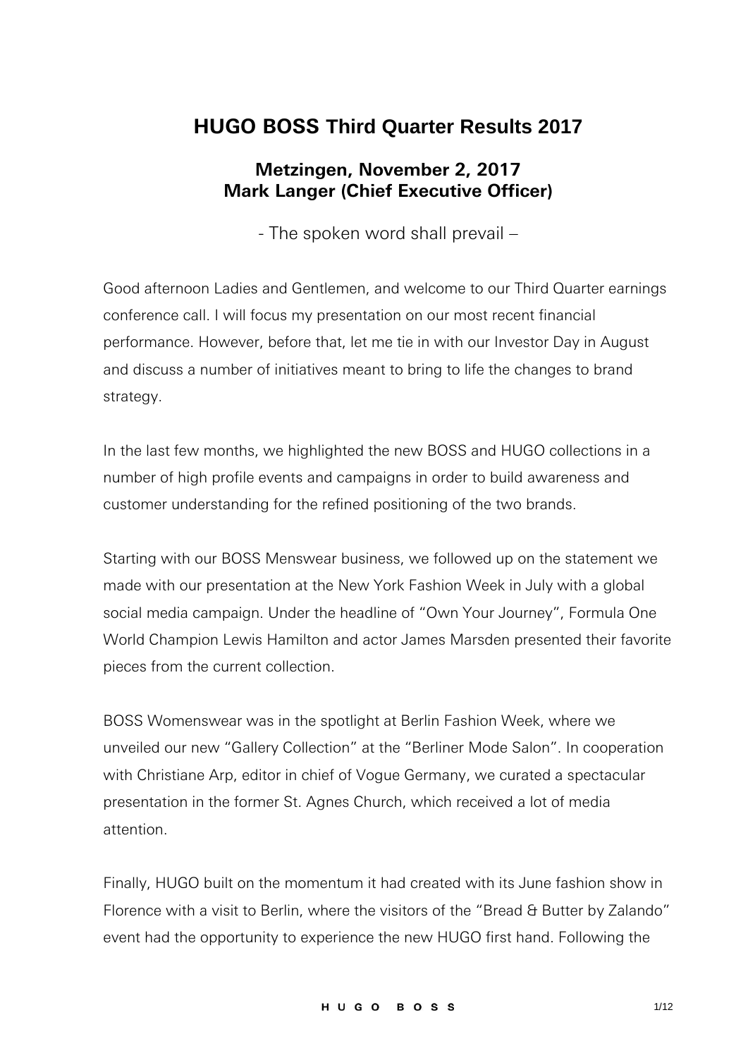# HUGO BOSS Third Quarter Results 2017

## Metzingen, November 2, 2017
## Mark Langer (Chief Executive Officer)

- The spoken word shall prevail –

Good afternoon Ladies and Gentlemen, and welcome to our Third Quarter earnings conference call. I will focus my presentation on our most recent financial performance. However, before that, let me tie in with our Investor Day in August and discuss a number of initiatives meant to bring to life the changes to brand strategy.

In the last few months, we highlighted the new BOSS and HUGO collections in a number of high profile events and campaigns in order to build awareness and customer understanding for the refined positioning of the two brands.

Starting with our BOSS Menswear business, we followed up on the statement we made with our presentation at the New York Fashion Week in July with a global social media campaign. Under the headline of "Own Your Journey", Formula One World Champion Lewis Hamilton and actor James Marsden presented their favorite pieces from the current collection.

BOSS Womenswear was in the spotlight at Berlin Fashion Week, where we unveiled our new "Gallery Collection" at the "Berliner Mode Salon". In cooperation with Christiane Arp, editor in chief of Vogue Germany, we curated a spectacular presentation in the former St. Agnes Church, which received a lot of media attention.

Finally, HUGO built on the momentum it had created with its June fashion show in Florence with a visit to Berlin, where the visitors of the "Bread & Butter by Zalando" event had the opportunity to experience the new HUGO first hand. Following the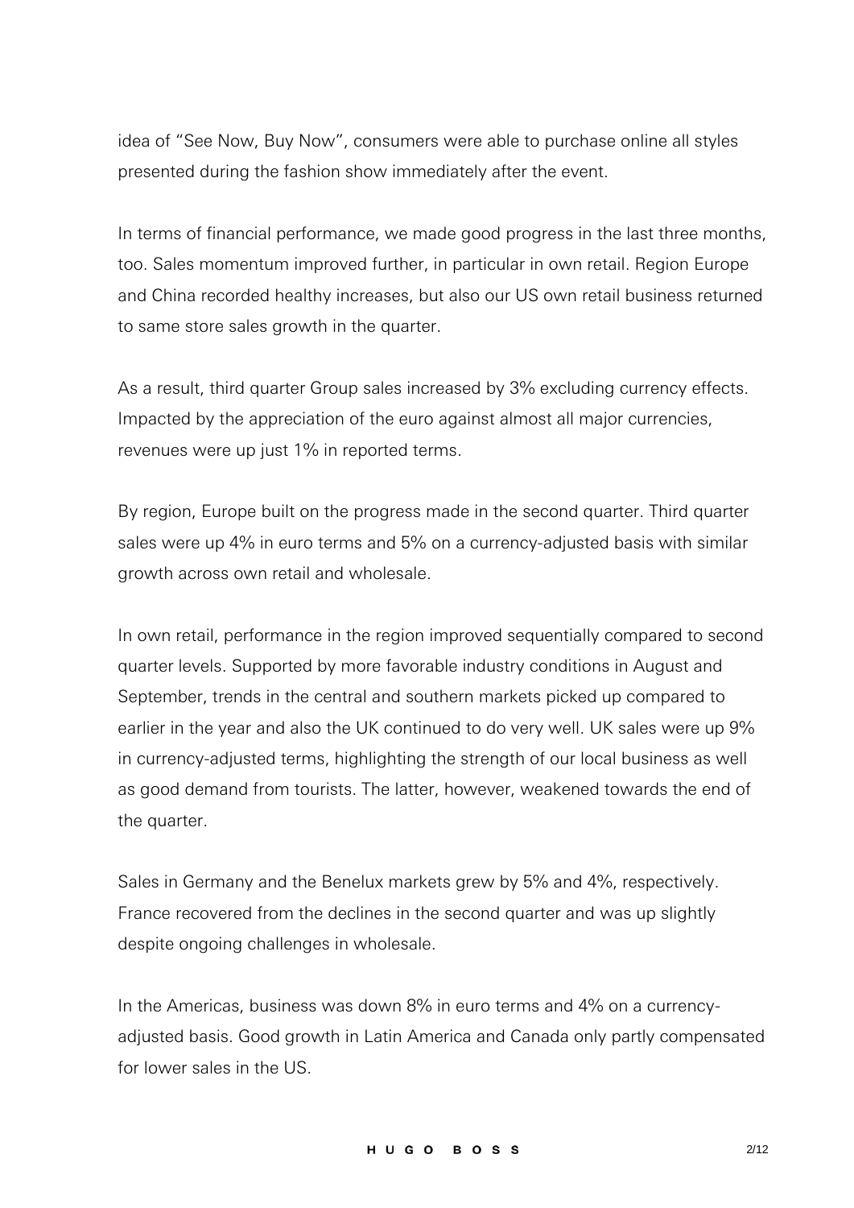idea of "See Now, Buy Now", consumers were able to purchase online all styles presented during the fashion show immediately after the event.

In terms of financial performance, we made good progress in the last three months, too. Sales momentum improved further, in particular in own retail. Region Europe and China recorded healthy increases, but also our US own retail business returned to same store sales growth in the quarter.

As a result, third quarter Group sales increased by 3% excluding currency effects. Impacted by the appreciation of the euro against almost all major currencies, revenues were up just 1% in reported terms.

By region, Europe built on the progress made in the second quarter. Third quarter sales were up 4% in euro terms and 5% on a currency-adjusted basis with similar growth across own retail and wholesale.

In own retail, performance in the region improved sequentially compared to second quarter levels. Supported by more favorable industry conditions in August and September, trends in the central and southern markets picked up compared to earlier in the year and also the UK continued to do very well. UK sales were up 9% in currency-adjusted terms, highlighting the strength of our local business as well as good demand from tourists. The latter, however, weakened towards the end of the quarter.

Sales in Germany and the Benelux markets grew by 5% and 4%, respectively. France recovered from the declines in the second quarter and was up slightly despite ongoing challenges in wholesale.

In the Americas, business was down 8% in euro terms and 4% on a currency-adjusted basis. Good growth in Latin America and Canada only partly compensated for lower sales in the US.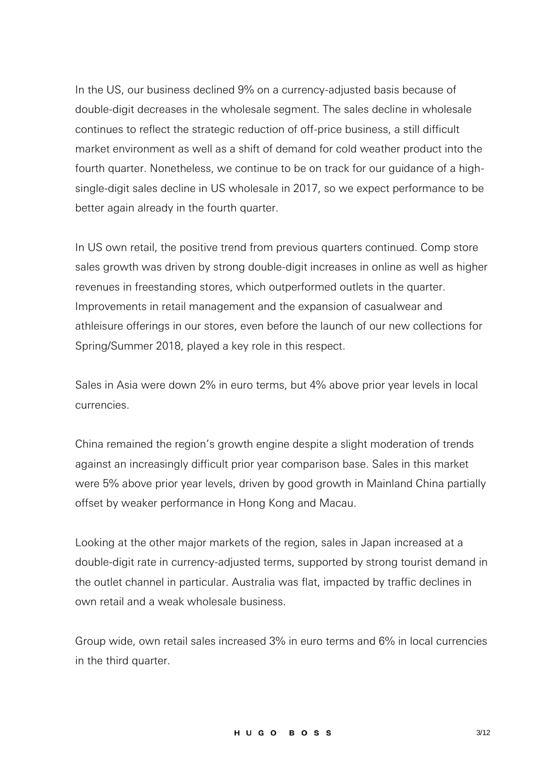In the US, our business declined 9% on a currency-adjusted basis because of double-digit decreases in the wholesale segment. The sales decline in wholesale continues to reflect the strategic reduction of off-price business, a still difficult market environment as well as a shift of demand for cold weather product into the fourth quarter. Nonetheless, we continue to be on track for our guidance of a high-single-digit sales decline in US wholesale in 2017, so we expect performance to be better again already in the fourth quarter.

In US own retail, the positive trend from previous quarters continued. Comp store sales growth was driven by strong double-digit increases in online as well as higher revenues in freestanding stores, which outperformed outlets in the quarter. Improvements in retail management and the expansion of casualwear and athleisure offerings in our stores, even before the launch of our new collections for Spring/Summer 2018, played a key role in this respect.

Sales in Asia were down 2% in euro terms, but 4% above prior year levels in local currencies.

China remained the region's growth engine despite a slight moderation of trends against an increasingly difficult prior year comparison base. Sales in this market were 5% above prior year levels, driven by good growth in Mainland China partially offset by weaker performance in Hong Kong and Macau.

Looking at the other major markets of the region, sales in Japan increased at a double-digit rate in currency-adjusted terms, supported by strong tourist demand in the outlet channel in particular. Australia was flat, impacted by traffic declines in own retail and a weak wholesale business.

Group wide, own retail sales increased 3% in euro terms and 6% in local currencies in the third quarter.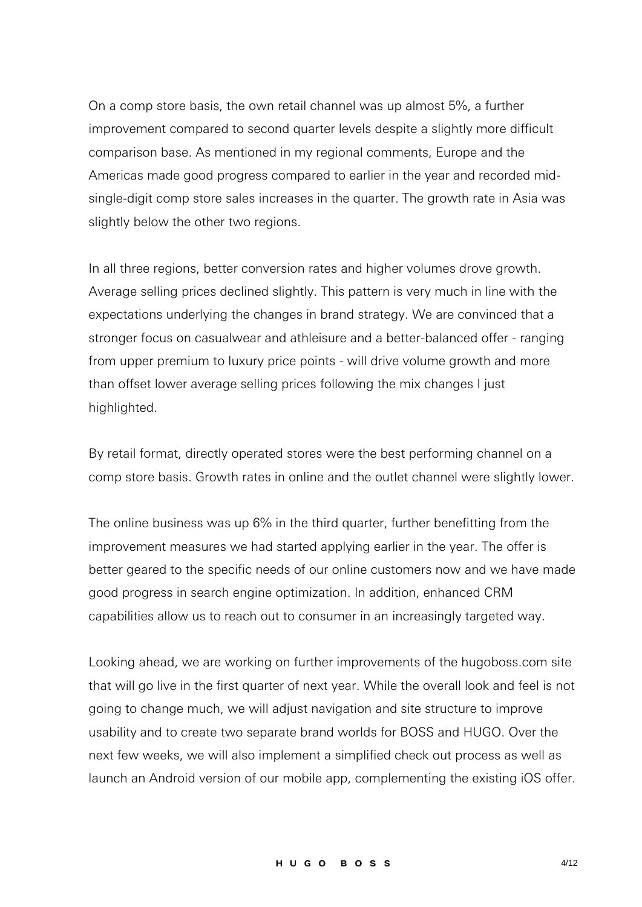On a comp store basis, the own retail channel was up almost 5%, a further improvement compared to second quarter levels despite a slightly more difficult comparison base. As mentioned in my regional comments, Europe and the Americas made good progress compared to earlier in the year and recorded mid-single-digit comp store sales increases in the quarter. The growth rate in Asia was slightly below the other two regions.

In all three regions, better conversion rates and higher volumes drove growth. Average selling prices declined slightly. This pattern is very much in line with the expectations underlying the changes in brand strategy. We are convinced that a stronger focus on casualwear and athleisure and a better-balanced offer - ranging from upper premium to luxury price points - will drive volume growth and more than offset lower average selling prices following the mix changes I just highlighted.

By retail format, directly operated stores were the best performing channel on a comp store basis. Growth rates in online and the outlet channel were slightly lower.

The online business was up 6% in the third quarter, further benefitting from the improvement measures we had started applying earlier in the year. The offer is better geared to the specific needs of our online customers now and we have made good progress in search engine optimization. In addition, enhanced CRM capabilities allow us to reach out to consumer in an increasingly targeted way.

Looking ahead, we are working on further improvements of the hugoboss.com site that will go live in the first quarter of next year. While the overall look and feel is not going to change much, we will adjust navigation and site structure to improve usability and to create two separate brand worlds for BOSS and HUGO. Over the next few weeks, we will also implement a simplified check out process as well as launch an Android version of our mobile app, complementing the existing iOS offer.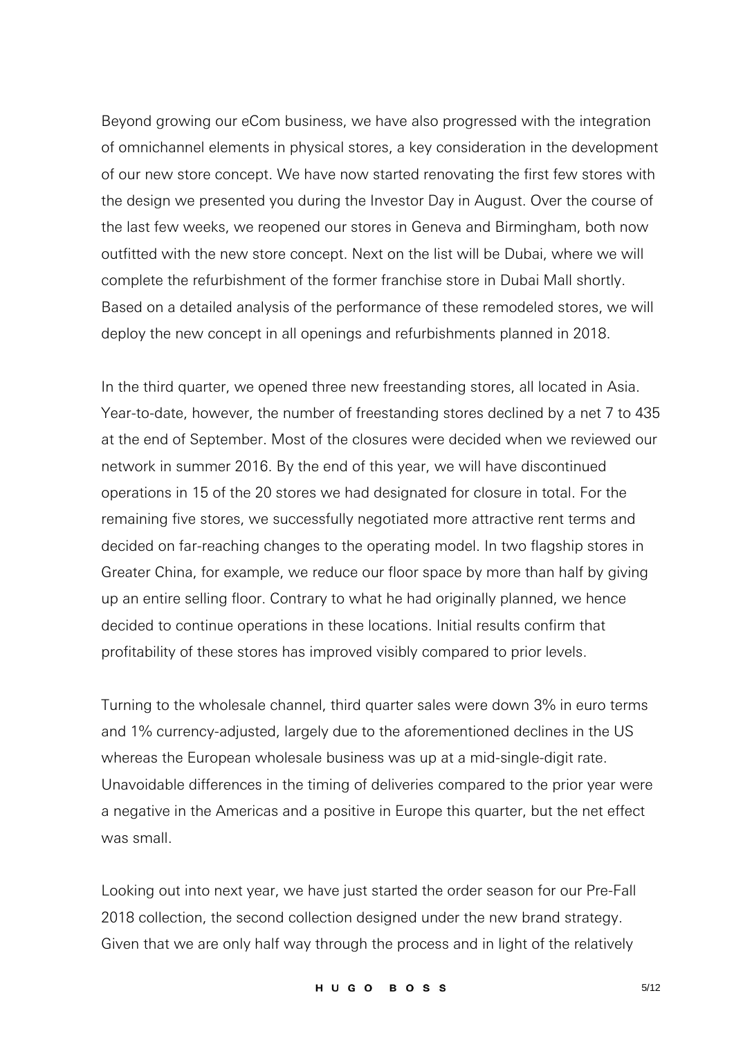Beyond growing our eCom business, we have also progressed with the integration of omnichannel elements in physical stores, a key consideration in the development of our new store concept. We have now started renovating the first few stores with the design we presented you during the Investor Day in August. Over the course of the last few weeks, we reopened our stores in Geneva and Birmingham, both now outfitted with the new store concept. Next on the list will be Dubai, where we will complete the refurbishment of the former franchise store in Dubai Mall shortly. Based on a detailed analysis of the performance of these remodeled stores, we will deploy the new concept in all openings and refurbishments planned in 2018.

In the third quarter, we opened three new freestanding stores, all located in Asia. Year-to-date, however, the number of freestanding stores declined by a net 7 to 435 at the end of September. Most of the closures were decided when we reviewed our network in summer 2016. By the end of this year, we will have discontinued operations in 15 of the 20 stores we had designated for closure in total. For the remaining five stores, we successfully negotiated more attractive rent terms and decided on far-reaching changes to the operating model. In two flagship stores in Greater China, for example, we reduce our floor space by more than half by giving up an entire selling floor. Contrary to what he had originally planned, we hence decided to continue operations in these locations. Initial results confirm that profitability of these stores has improved visibly compared to prior levels.

Turning to the wholesale channel, third quarter sales were down 3% in euro terms and 1% currency-adjusted, largely due to the aforementioned declines in the US whereas the European wholesale business was up at a mid-single-digit rate. Unavoidable differences in the timing of deliveries compared to the prior year were a negative in the Americas and a positive in Europe this quarter, but the net effect was small.

Looking out into next year, we have just started the order season for our Pre-Fall 2018 collection, the second collection designed under the new brand strategy. Given that we are only half way through the process and in light of the relatively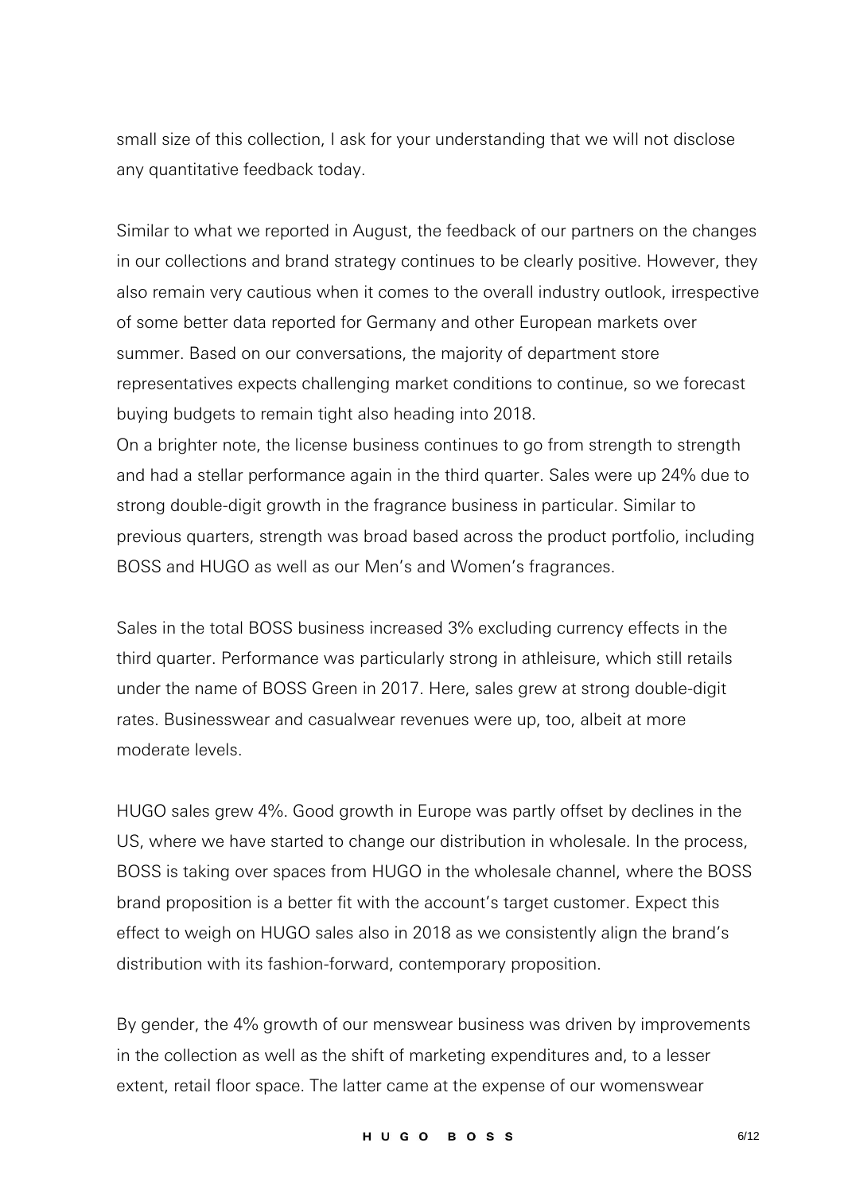small size of this collection, I ask for your understanding that we will not disclose any quantitative feedback today.

Similar to what we reported in August, the feedback of our partners on the changes in our collections and brand strategy continues to be clearly positive. However, they also remain very cautious when it comes to the overall industry outlook, irrespective of some better data reported for Germany and other European markets over summer. Based on our conversations, the majority of department store representatives expects challenging market conditions to continue, so we forecast buying budgets to remain tight also heading into 2018.

On a brighter note, the license business continues to go from strength to strength and had a stellar performance again in the third quarter. Sales were up 24% due to strong double-digit growth in the fragrance business in particular. Similar to previous quarters, strength was broad based across the product portfolio, including BOSS and HUGO as well as our Men's and Women's fragrances.

Sales in the total BOSS business increased 3% excluding currency effects in the third quarter. Performance was particularly strong in athleisure, which still retails under the name of BOSS Green in 2017. Here, sales grew at strong double-digit rates. Businesswear and casualwear revenues were up, too, albeit at more moderate levels.

HUGO sales grew 4%. Good growth in Europe was partly offset by declines in the US, where we have started to change our distribution in wholesale. In the process, BOSS is taking over spaces from HUGO in the wholesale channel, where the BOSS brand proposition is a better fit with the account's target customer. Expect this effect to weigh on HUGO sales also in 2018 as we consistently align the brand's distribution with its fashion-forward, contemporary proposition.

By gender, the 4% growth of our menswear business was driven by improvements in the collection as well as the shift of marketing expenditures and, to a lesser extent, retail floor space. The latter came at the expense of our womenswear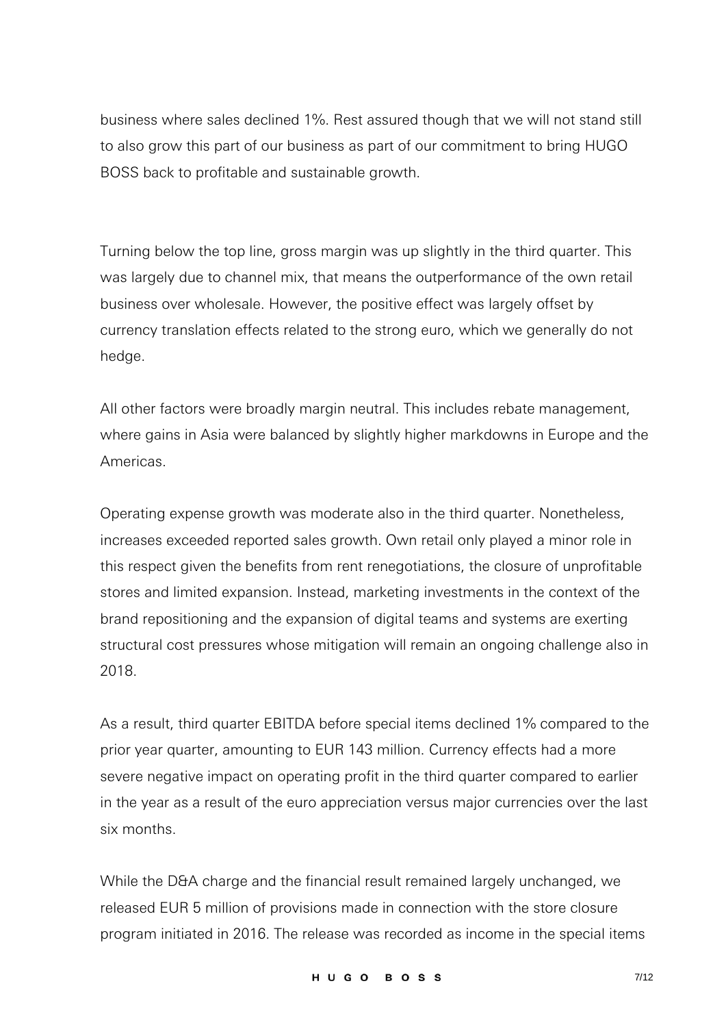business where sales declined 1%. Rest assured though that we will not stand still to also grow this part of our business as part of our commitment to bring HUGO BOSS back to profitable and sustainable growth.

Turning below the top line, gross margin was up slightly in the third quarter. This was largely due to channel mix, that means the outperformance of the own retail business over wholesale. However, the positive effect was largely offset by currency translation effects related to the strong euro, which we generally do not hedge.

All other factors were broadly margin neutral. This includes rebate management, where gains in Asia were balanced by slightly higher markdowns in Europe and the Americas.

Operating expense growth was moderate also in the third quarter. Nonetheless, increases exceeded reported sales growth. Own retail only played a minor role in this respect given the benefits from rent renegotiations, the closure of unprofitable stores and limited expansion. Instead, marketing investments in the context of the brand repositioning and the expansion of digital teams and systems are exerting structural cost pressures whose mitigation will remain an ongoing challenge also in 2018.

As a result, third quarter EBITDA before special items declined 1% compared to the prior year quarter, amounting to EUR 143 million. Currency effects had a more severe negative impact on operating profit in the third quarter compared to earlier in the year as a result of the euro appreciation versus major currencies over the last six months.

While the D&A charge and the financial result remained largely unchanged, we released EUR 5 million of provisions made in connection with the store closure program initiated in 2016. The release was recorded as income in the special items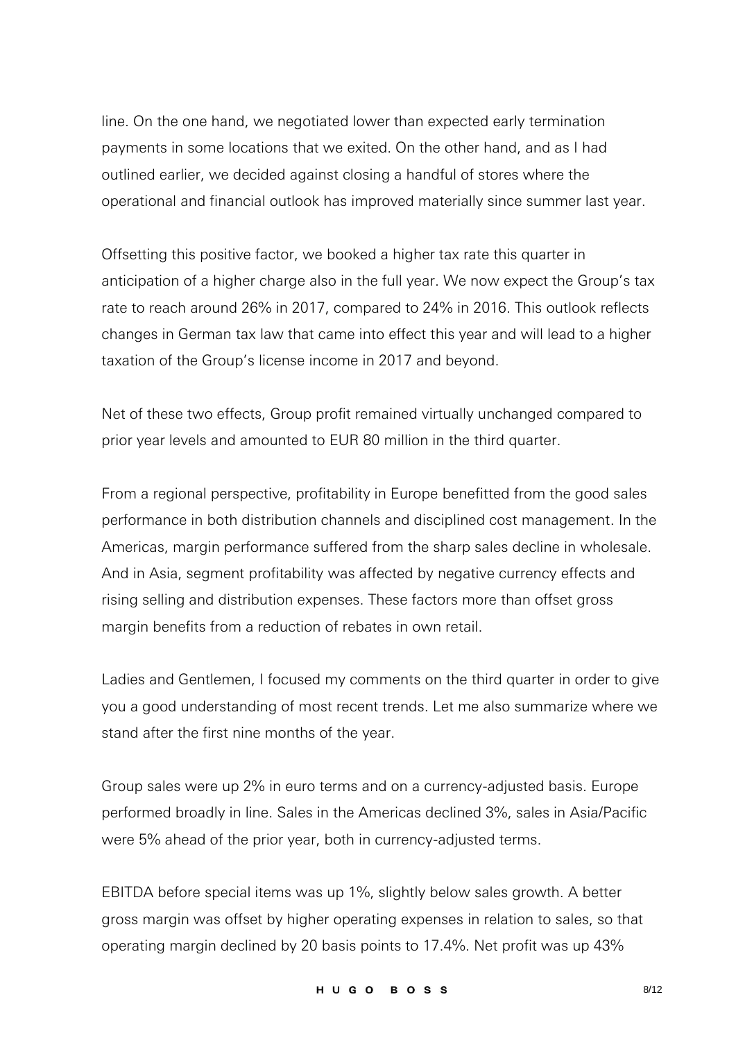line. On the one hand, we negotiated lower than expected early termination payments in some locations that we exited. On the other hand, and as I had outlined earlier, we decided against closing a handful of stores where the operational and financial outlook has improved materially since summer last year.

Offsetting this positive factor, we booked a higher tax rate this quarter in anticipation of a higher charge also in the full year. We now expect the Group's tax rate to reach around 26% in 2017, compared to 24% in 2016. This outlook reflects changes in German tax law that came into effect this year and will lead to a higher taxation of the Group's license income in 2017 and beyond.

Net of these two effects, Group profit remained virtually unchanged compared to prior year levels and amounted to EUR 80 million in the third quarter.

From a regional perspective, profitability in Europe benefitted from the good sales performance in both distribution channels and disciplined cost management. In the Americas, margin performance suffered from the sharp sales decline in wholesale. And in Asia, segment profitability was affected by negative currency effects and rising selling and distribution expenses. These factors more than offset gross margin benefits from a reduction of rebates in own retail.

Ladies and Gentlemen, I focused my comments on the third quarter in order to give you a good understanding of most recent trends. Let me also summarize where we stand after the first nine months of the year.

Group sales were up 2% in euro terms and on a currency-adjusted basis. Europe performed broadly in line. Sales in the Americas declined 3%, sales in Asia/Pacific were 5% ahead of the prior year, both in currency-adjusted terms.

EBITDA before special items was up 1%, slightly below sales growth. A better gross margin was offset by higher operating expenses in relation to sales, so that operating margin declined by 20 basis points to 17.4%. Net profit was up 43%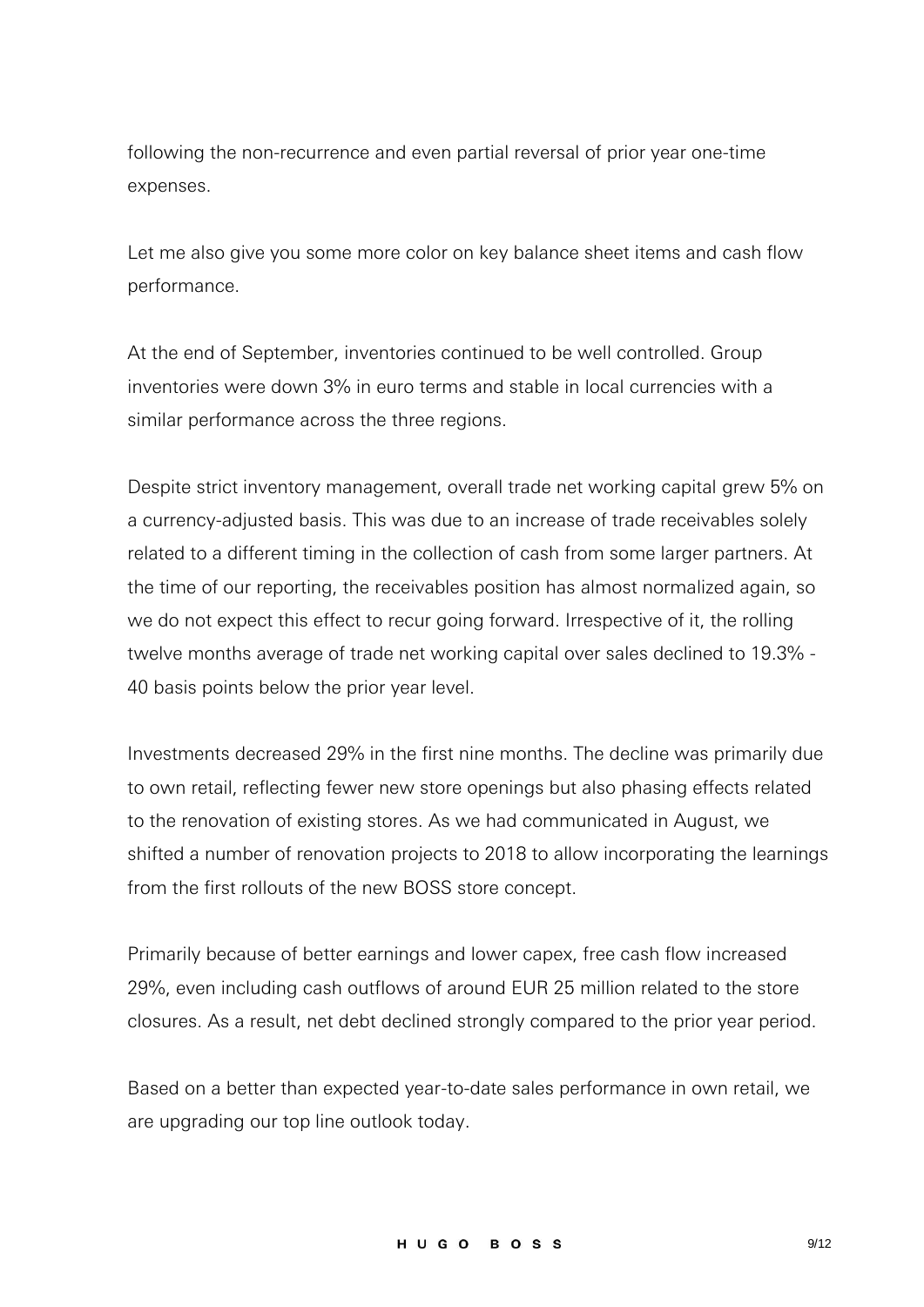following the non-recurrence and even partial reversal of prior year one-time expenses.

Let me also give you some more color on key balance sheet items and cash flow performance.

At the end of September, inventories continued to be well controlled. Group inventories were down 3% in euro terms and stable in local currencies with a similar performance across the three regions.

Despite strict inventory management, overall trade net working capital grew 5% on a currency-adjusted basis. This was due to an increase of trade receivables solely related to a different timing in the collection of cash from some larger partners. At the time of our reporting, the receivables position has almost normalized again, so we do not expect this effect to recur going forward. Irrespective of it, the rolling twelve months average of trade net working capital over sales declined to 19.3% - 40 basis points below the prior year level.

Investments decreased 29% in the first nine months. The decline was primarily due to own retail, reflecting fewer new store openings but also phasing effects related to the renovation of existing stores. As we had communicated in August, we shifted a number of renovation projects to 2018 to allow incorporating the learnings from the first rollouts of the new BOSS store concept.

Primarily because of better earnings and lower capex, free cash flow increased 29%, even including cash outflows of around EUR 25 million related to the store closures. As a result, net debt declined strongly compared to the prior year period.

Based on a better than expected year-to-date sales performance in own retail, we are upgrading our top line outlook today.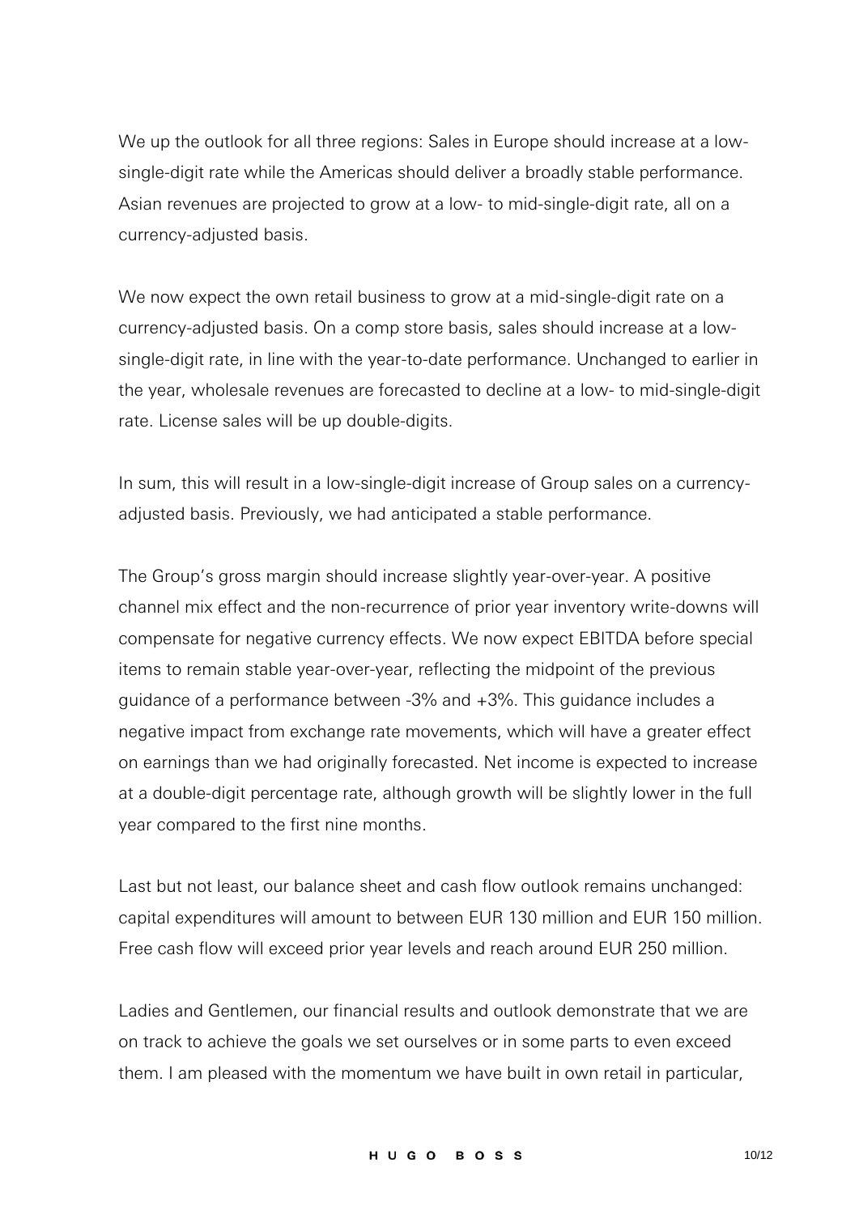We up the outlook for all three regions: Sales in Europe should increase at a low-single-digit rate while the Americas should deliver a broadly stable performance. Asian revenues are projected to grow at a low- to mid-single-digit rate, all on a currency-adjusted basis.

We now expect the own retail business to grow at a mid-single-digit rate on a currency-adjusted basis. On a comp store basis, sales should increase at a low-single-digit rate, in line with the year-to-date performance. Unchanged to earlier in the year, wholesale revenues are forecasted to decline at a low- to mid-single-digit rate. License sales will be up double-digits.

In sum, this will result in a low-single-digit increase of Group sales on a currency-adjusted basis. Previously, we had anticipated a stable performance.

The Group's gross margin should increase slightly year-over-year. A positive channel mix effect and the non-recurrence of prior year inventory write-downs will compensate for negative currency effects. We now expect EBITDA before special items to remain stable year-over-year, reflecting the midpoint of the previous guidance of a performance between -3% and +3%. This guidance includes a negative impact from exchange rate movements, which will have a greater effect on earnings than we had originally forecasted. Net income is expected to increase at a double-digit percentage rate, although growth will be slightly lower in the full year compared to the first nine months.

Last but not least, our balance sheet and cash flow outlook remains unchanged: capital expenditures will amount to between EUR 130 million and EUR 150 million. Free cash flow will exceed prior year levels and reach around EUR 250 million.

Ladies and Gentlemen, our financial results and outlook demonstrate that we are on track to achieve the goals we set ourselves or in some parts to even exceed them. I am pleased with the momentum we have built in own retail in particular,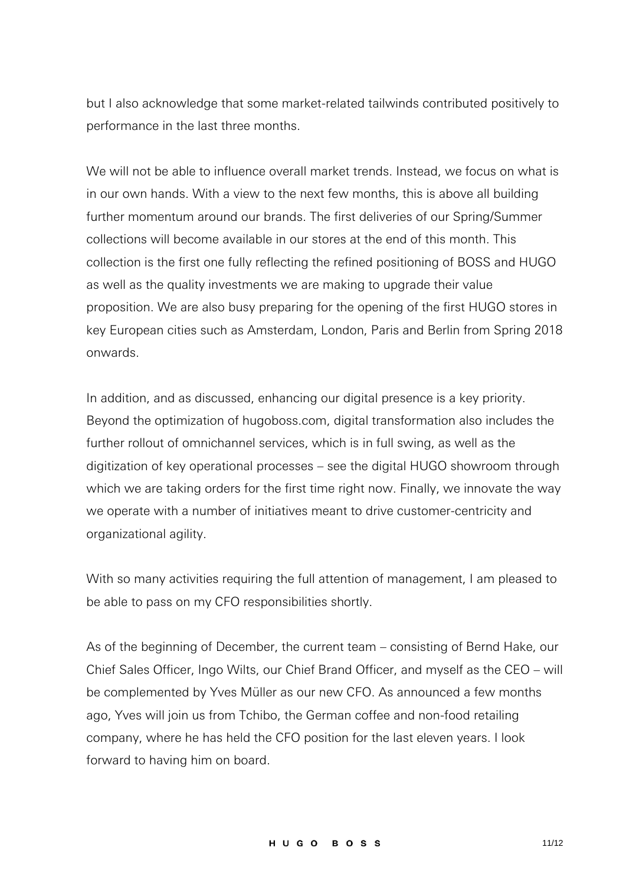but I also acknowledge that some market-related tailwinds contributed positively to performance in the last three months.

We will not be able to influence overall market trends. Instead, we focus on what is in our own hands. With a view to the next few months, this is above all building further momentum around our brands. The first deliveries of our Spring/Summer collections will become available in our stores at the end of this month. This collection is the first one fully reflecting the refined positioning of BOSS and HUGO as well as the quality investments we are making to upgrade their value proposition. We are also busy preparing for the opening of the first HUGO stores in key European cities such as Amsterdam, London, Paris and Berlin from Spring 2018 onwards.

In addition, and as discussed, enhancing our digital presence is a key priority. Beyond the optimization of hugoboss.com, digital transformation also includes the further rollout of omnichannel services, which is in full swing, as well as the digitization of key operational processes – see the digital HUGO showroom through which we are taking orders for the first time right now. Finally, we innovate the way we operate with a number of initiatives meant to drive customer-centricity and organizational agility.

With so many activities requiring the full attention of management, I am pleased to be able to pass on my CFO responsibilities shortly.

As of the beginning of December, the current team – consisting of Bernd Hake, our Chief Sales Officer, Ingo Wilts, our Chief Brand Officer, and myself as the CEO – will be complemented by Yves Müller as our new CFO. As announced a few months ago, Yves will join us from Tchibo, the German coffee and non-food retailing company, where he has held the CFO position for the last eleven years. I look forward to having him on board.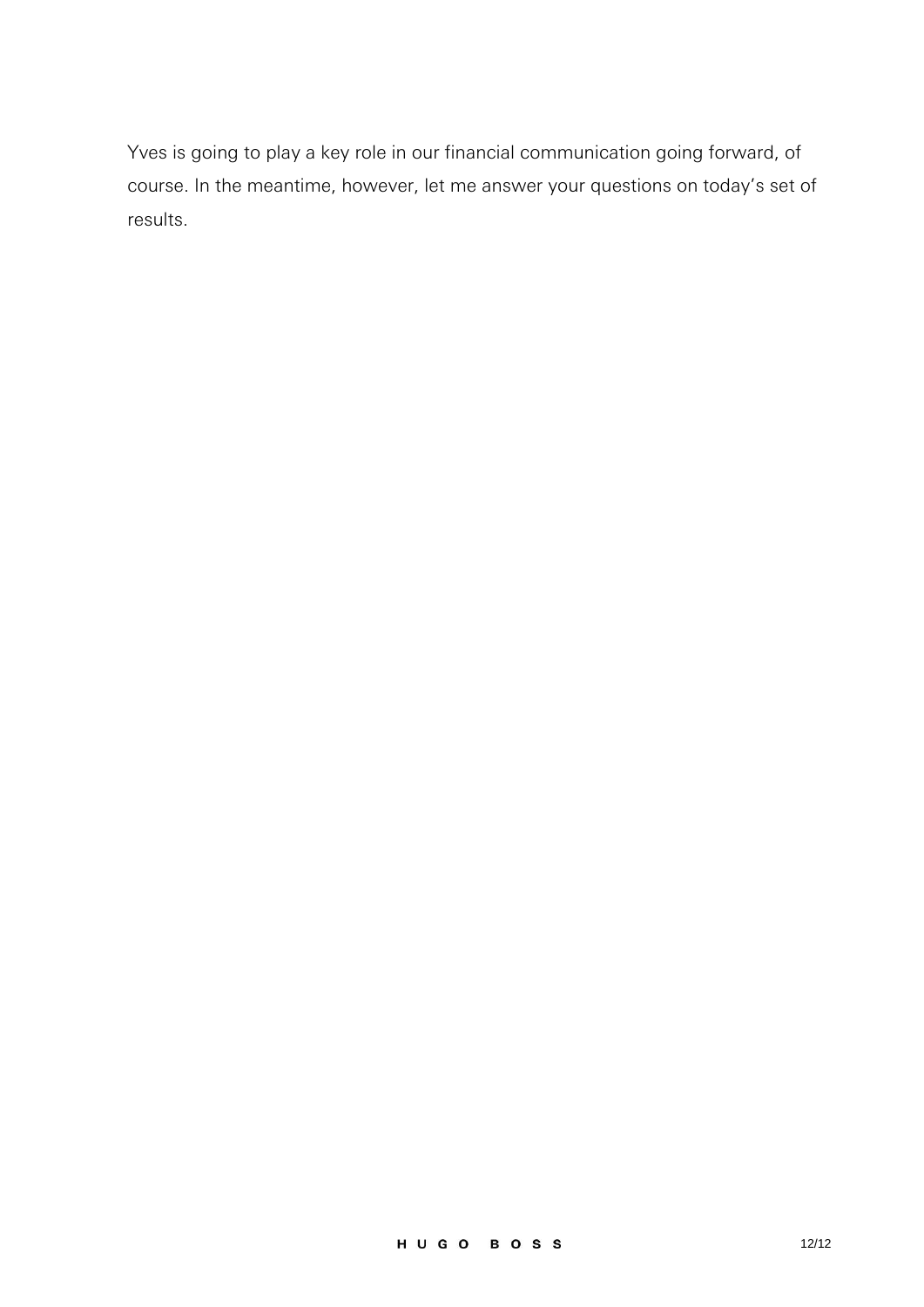Yves is going to play a key role in our financial communication going forward, of course. In the meantime, however, let me answer your questions on today's set of results.